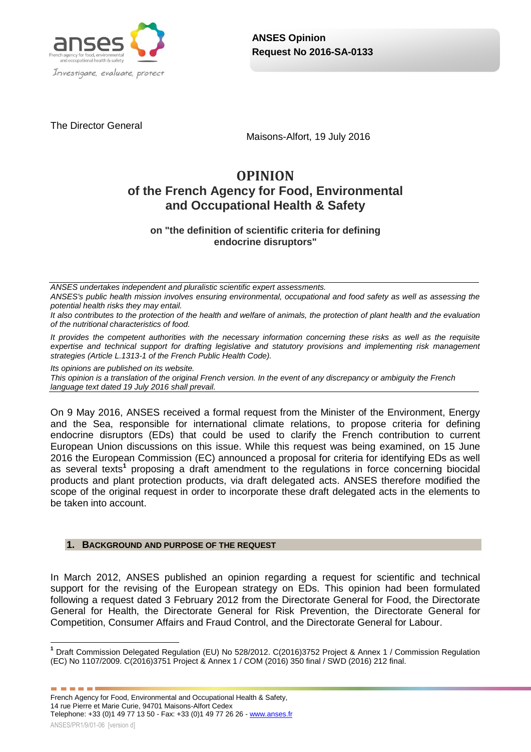**ANSES Opinion**
**Request No 2016-SA-0133**

The Director General

Maisons-Alfort, 19 July 2016

# OPINION
## of the French Agency for Food, Environmental and Occupational Health & Safety

### on "the definition of scientific criteria for defining endocrine disruptors"

*ANSES undertakes independent and pluralistic scientific expert assessments.*
*ANSES's public health mission involves ensuring environmental, occupational and food safety as well as assessing the potential health risks they may entail.*
*It also contributes to the protection of the health and welfare of animals, the protection of plant health and the evaluation of the nutritional characteristics of food.*

*It provides the competent authorities with the necessary information concerning these risks as well as the requisite expertise and technical support for drafting legislative and statutory provisions and implementing risk management strategies (Article L.1313-1 of the French Public Health Code).*

*Its opinions are published on its website.*
*This opinion is a translation of the original French version. In the event of any discrepancy or ambiguity the French language text dated 19 July 2016 shall prevail.*

On 9 May 2016, ANSES received a formal request from the Minister of the Environment, Energy and the Sea, responsible for international climate relations, to propose criteria for defining endocrine disruptors (EDs) that could be used to clarify the French contribution to current European Union discussions on this issue. While this request was being examined, on 15 June 2016 the European Commission (EC) announced a proposal for criteria for identifying EDs as well as several texts[1] proposing a draft amendment to the regulations in force concerning biocidal products and plant protection products, via draft delegated acts. ANSES therefore modified the scope of the original request in order to incorporate these draft delegated acts in the elements to be taken into account.

## 1. Background and purpose of the request

In March 2012, ANSES published an opinion regarding a request for scientific and technical support for the revising of the European strategy on EDs. This opinion had been formulated following a request dated 3 February 2012 from the Directorate General for Food, the Directorate General for Health, the Directorate General for Risk Prevention, the Directorate General for Competition, Consumer Affairs and Fraud Control, and the Directorate General for Labour.

[1] Draft Commission Delegated Regulation (EU) No 528/2012. C(2016)3752 Project & Annex 1 / Commission Regulation (EC) No 1107/2009. C(2016)3751 Project & Annex 1 / COM (2016) 350 final / SWD (2016) 212 final.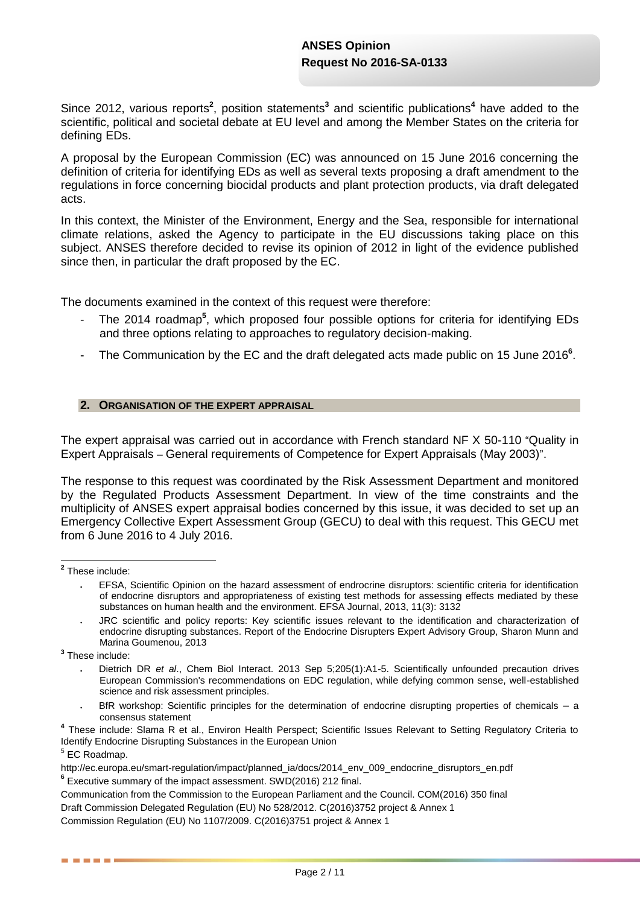Since 2012, various reports[2], position statements[3] and scientific publications[4] have added to the scientific, political and societal debate at EU level and among the Member States on the criteria for defining EDs.

A proposal by the European Commission (EC) was announced on 15 June 2016 concerning the definition of criteria for identifying EDs as well as several texts proposing a draft amendment to the regulations in force concerning biocidal products and plant protection products, via draft delegated acts.

In this context, the Minister of the Environment, Energy and the Sea, responsible for international climate relations, asked the Agency to participate in the EU discussions taking place on this subject. ANSES therefore decided to revise its opinion of 2012 in light of the evidence published since then, in particular the draft proposed by the EC.

The documents examined in the context of this request were therefore:

- The 2014 roadmap[5], which proposed four possible options for criteria for identifying EDs and three options relating to approaches to regulatory decision-making.
- The Communication by the EC and the draft delegated acts made public on 15 June 2016[6].

## 2. ORGANISATION OF THE EXPERT APPRAISAL

The expert appraisal was carried out in accordance with French standard NF X 50-110 "Quality in Expert Appraisals – General requirements of Competence for Expert Appraisals (May 2003)".

The response to this request was coordinated by the Risk Assessment Department and monitored by the Regulated Products Assessment Department. In view of the time constraints and the multiplicity of ANSES expert appraisal bodies concerned by this issue, it was decided to set up an Emergency Collective Expert Assessment Group (GECU) to deal with this request. This GECU met from 6 June 2016 to 4 July 2016.

---

[2] These include:

- EFSA, Scientific Opinion on the hazard assessment of endocrine disruptors: scientific criteria for identification of endocrine disruptors and appropriateness of existing test methods for assessing effects mediated by these substances on human health and the environment. EFSA Journal, 2013, 11(3): 3132
- JRC scientific and policy reports: Key scientific issues relevant to the identification and characterization of endocrine disrupting substances. Report of the Endocrine Disrupters Expert Advisory Group, Sharon Munn and Marina Goumenou, 2013

[3] These include:

- Dietrich DR *et al*., Chem Biol Interact. 2013 Sep 5;205(1):A1-5. Scientifically unfounded precaution drives European Commission's recommendations on EDC regulation, while defying common sense, well-established science and risk assessment principles.
- BfR workshop: Scientific principles for the determination of endocrine disrupting properties of chemicals – a consensus statement

[4] These include: Slama R et al., Environ Health Perspect; Scientific Issues Relevant to Setting Regulatory Criteria to Identify Endocrine Disrupting Substances in the European Union

[5] EC Roadmap.
http://ec.europa.eu/smart-regulation/impact/planned_ia/docs/2014_env_009_endocrine_disruptors_en.pdf

[6] Executive summary of the impact assessment. SWD(2016) 212 final.
Communication from the Commission to the European Parliament and the Council. COM(2016) 350 final
Draft Commission Delegated Regulation (EU) No 528/2012. C(2016)3752 project & Annex 1
Commission Regulation (EU) No 1107/2009. C(2016)3751 project & Annex 1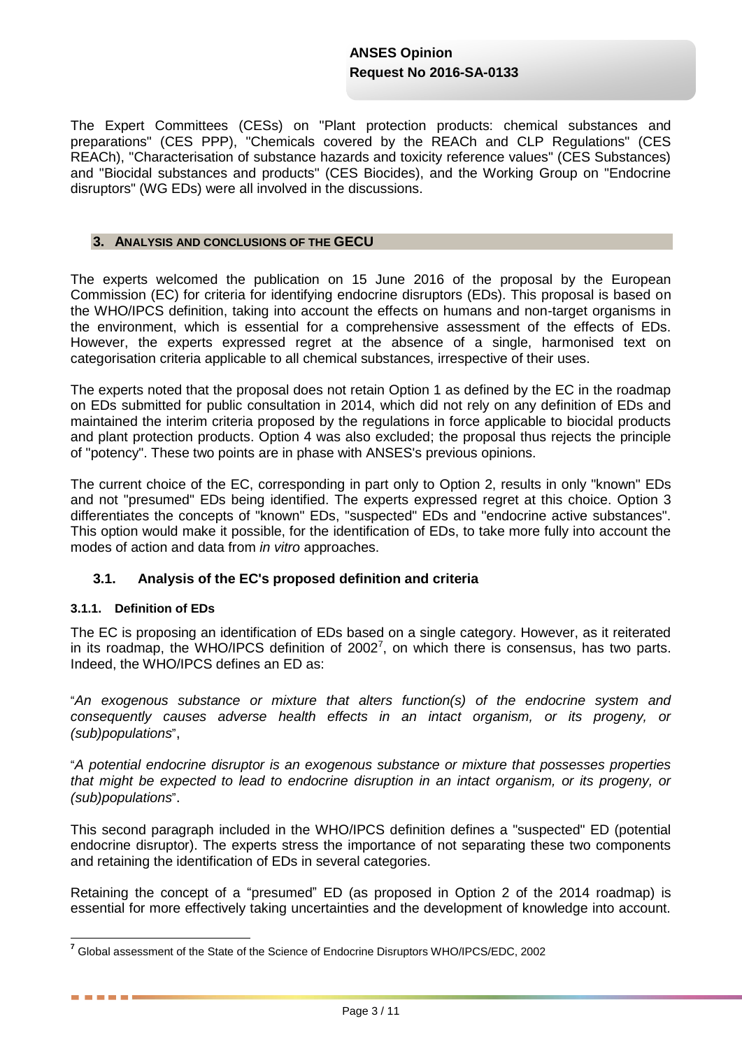The Expert Committees (CESs) on "Plant protection products: chemical substances and preparations" (CES PPP), "Chemicals covered by the REACh and CLP Regulations" (CES REACh), "Characterisation of substance hazards and toxicity reference values" (CES Substances) and "Biocidal substances and products" (CES Biocides), and the Working Group on "Endocrine disruptors" (WG EDs) were all involved in the discussions.

## 3. ANALYSIS AND CONCLUSIONS OF THE GECU

The experts welcomed the publication on 15 June 2016 of the proposal by the European Commission (EC) for criteria for identifying endocrine disruptors (EDs). This proposal is based on the WHO/IPCS definition, taking into account the effects on humans and non-target organisms in the environment, which is essential for a comprehensive assessment of the effects of EDs. However, the experts expressed regret at the absence of a single, harmonised text on categorisation criteria applicable to all chemical substances, irrespective of their uses.

The experts noted that the proposal does not retain Option 1 as defined by the EC in the roadmap on EDs submitted for public consultation in 2014, which did not rely on any definition of EDs and maintained the interim criteria proposed by the regulations in force applicable to biocidal products and plant protection products. Option 4 was also excluded; the proposal thus rejects the principle of "potency". These two points are in phase with ANSES's previous opinions.

The current choice of the EC, corresponding in part only to Option 2, results in only "known" EDs and not "presumed" EDs being identified. The experts expressed regret at this choice. Option 3 differentiates the concepts of "known" EDs, "suspected" EDs and "endocrine active substances". This option would make it possible, for the identification of EDs, to take more fully into account the modes of action and data from *in vitro* approaches.

### 3.1. Analysis of the EC's proposed definition and criteria

#### 3.1.1. Definition of EDs

The EC is proposing an identification of EDs based on a single category. However, as it reiterated in its roadmap, the WHO/IPCS definition of 2002[7], on which there is consensus, has two parts. Indeed, the WHO/IPCS defines an ED as:

"*An exogenous substance or mixture that alters function(s) of the endocrine system and consequently causes adverse health effects in an intact organism, or its progeny, or (sub)populations*",

"*A potential endocrine disruptor is an exogenous substance or mixture that possesses properties that might be expected to lead to endocrine disruption in an intact organism, or its progeny, or (sub)populations*".

This second paragraph included in the WHO/IPCS definition defines a "suspected" ED (potential endocrine disruptor). The experts stress the importance of not separating these two components and retaining the identification of EDs in several categories.

Retaining the concept of a "presumed" ED (as proposed in Option 2 of the 2014 roadmap) is essential for more effectively taking uncertainties and the development of knowledge into account.

---

[7] Global assessment of the State of the Science of Endocrine Disruptors WHO/IPCS/EDC, 2002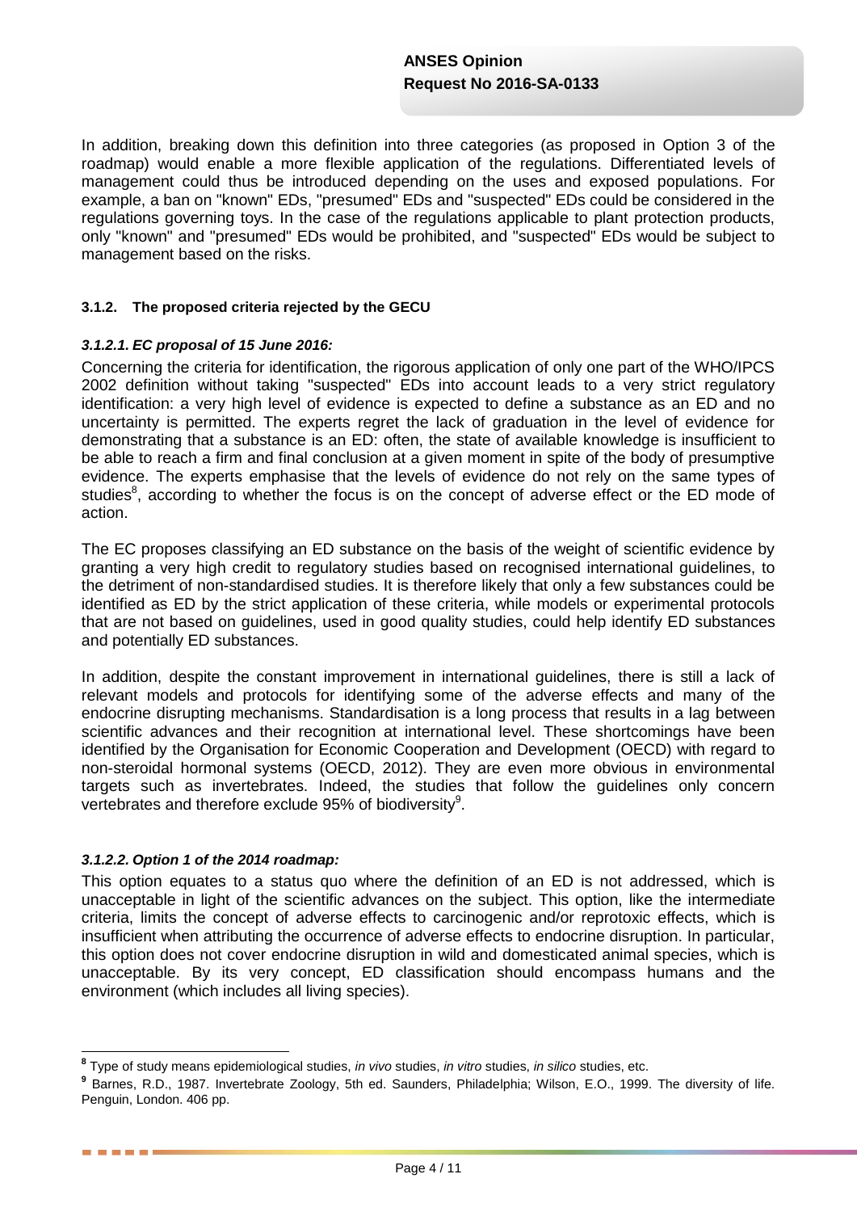In addition, breaking down this definition into three categories (as proposed in Option 3 of the roadmap) would enable a more flexible application of the regulations. Differentiated levels of management could thus be introduced depending on the uses and exposed populations. For example, a ban on "known" EDs, "presumed" EDs and "suspected" EDs could be considered in the regulations governing toys. In the case of the regulations applicable to plant protection products, only "known" and "presumed" EDs would be prohibited, and "suspected" EDs would be subject to management based on the risks.

### 3.1.2. The proposed criteria rejected by the GECU

#### *3.1.2.1. EC proposal of 15 June 2016:*

Concerning the criteria for identification, the rigorous application of only one part of the WHO/IPCS 2002 definition without taking "suspected" EDs into account leads to a very strict regulatory identification: a very high level of evidence is expected to define a substance as an ED and no uncertainty is permitted. The experts regret the lack of graduation in the level of evidence for demonstrating that a substance is an ED: often, the state of available knowledge is insufficient to be able to reach a firm and final conclusion at a given moment in spite of the body of presumptive evidence. The experts emphasise that the levels of evidence do not rely on the same types of studies[8], according to whether the focus is on the concept of adverse effect or the ED mode of action.

The EC proposes classifying an ED substance on the basis of the weight of scientific evidence by granting a very high credit to regulatory studies based on recognised international guidelines, to the detriment of non-standardised studies. It is therefore likely that only a few substances could be identified as ED by the strict application of these criteria, while models or experimental protocols that are not based on guidelines, used in good quality studies, could help identify ED substances and potentially ED substances.

In addition, despite the constant improvement in international guidelines, there is still a lack of relevant models and protocols for identifying some of the adverse effects and many of the endocrine disrupting mechanisms. Standardisation is a long process that results in a lag between scientific advances and their recognition at international level. These shortcomings have been identified by the Organisation for Economic Cooperation and Development (OECD) with regard to non-steroidal hormonal systems (OECD, 2012). They are even more obvious in environmental targets such as invertebrates. Indeed, the studies that follow the guidelines only concern vertebrates and therefore exclude 95% of biodiversity[9].

#### *3.1.2.2. Option 1 of the 2014 roadmap:*

This option equates to a status quo where the definition of an ED is not addressed, which is unacceptable in light of the scientific advances on the subject. This option, like the intermediate criteria, limits the concept of adverse effects to carcinogenic and/or reprotoxic effects, which is insufficient when attributing the occurrence of adverse effects to endocrine disruption. In particular, this option does not cover endocrine disruption in wild and domesticated animal species, which is unacceptable. By its very concept, ED classification should encompass humans and the environment (which includes all living species).

---

[8] Type of study means epidemiological studies, *in vivo* studies, *in vitro* studies, *in silico* studies, etc.

[9] Barnes, R.D., 1987. Invertebrate Zoology, 5th ed. Saunders, Philadelphia; Wilson, E.O., 1999. The diversity of life. Penguin, London. 406 pp.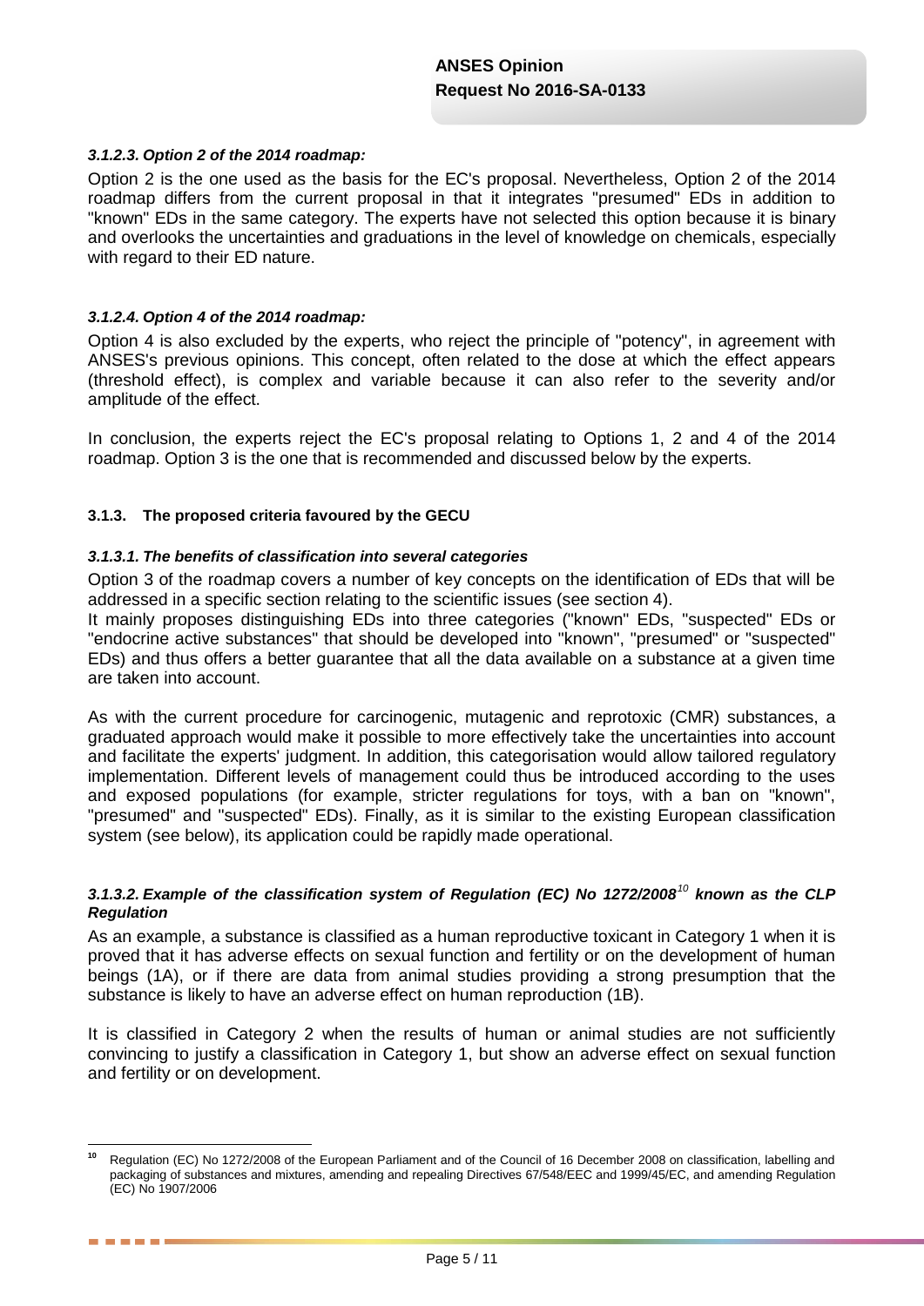#### *3.1.2.3. Option 2 of the 2014 roadmap:*

Option 2 is the one used as the basis for the EC's proposal. Nevertheless, Option 2 of the 2014 roadmap differs from the current proposal in that it integrates "presumed" EDs in addition to "known" EDs in the same category. The experts have not selected this option because it is binary and overlooks the uncertainties and graduations in the level of knowledge on chemicals, especially with regard to their ED nature.

#### *3.1.2.4. Option 4 of the 2014 roadmap:*

Option 4 is also excluded by the experts, who reject the principle of "potency", in agreement with ANSES's previous opinions. This concept, often related to the dose at which the effect appears (threshold effect), is complex and variable because it can also refer to the severity and/or amplitude of the effect.

In conclusion, the experts reject the EC's proposal relating to Options 1, 2 and 4 of the 2014 roadmap. Option 3 is the one that is recommended and discussed below by the experts.

### 3.1.3. The proposed criteria favoured by the GECU

#### *3.1.3.1. The benefits of classification into several categories*

Option 3 of the roadmap covers a number of key concepts on the identification of EDs that will be addressed in a specific section relating to the scientific issues (see section 4).

It mainly proposes distinguishing EDs into three categories ("known" EDs, "suspected" EDs or "endocrine active substances" that should be developed into "known", "presumed" or "suspected" EDs) and thus offers a better guarantee that all the data available on a substance at a given time are taken into account.

As with the current procedure for carcinogenic, mutagenic and reprotoxic (CMR) substances, a graduated approach would make it possible to more effectively take the uncertainties into account and facilitate the experts' judgment. In addition, this categorisation would allow tailored regulatory implementation. Different levels of management could thus be introduced according to the uses and exposed populations (for example, stricter regulations for toys, with a ban on "known", "presumed" and "suspected" EDs). Finally, as it is similar to the existing European classification system (see below), its application could be rapidly made operational.

#### *3.1.3.2. Example of the classification system of Regulation (EC) No 1272/2008[10] known as the CLP Regulation*

As an example, a substance is classified as a human reproductive toxicant in Category 1 when it is proved that it has adverse effects on sexual function and fertility or on the development of human beings (1A), or if there are data from animal studies providing a strong presumption that the substance is likely to have an adverse effect on human reproduction (1B).

It is classified in Category 2 when the results of human or animal studies are not sufficiently convincing to justify a classification in Category 1, but show an adverse effect on sexual function and fertility or on development.

---

[10] Regulation (EC) No 1272/2008 of the European Parliament and of the Council of 16 December 2008 on classification, labelling and packaging of substances and mixtures, amending and repealing Directives 67/548/EEC and 1999/45/EC, and amending Regulation (EC) No 1907/2006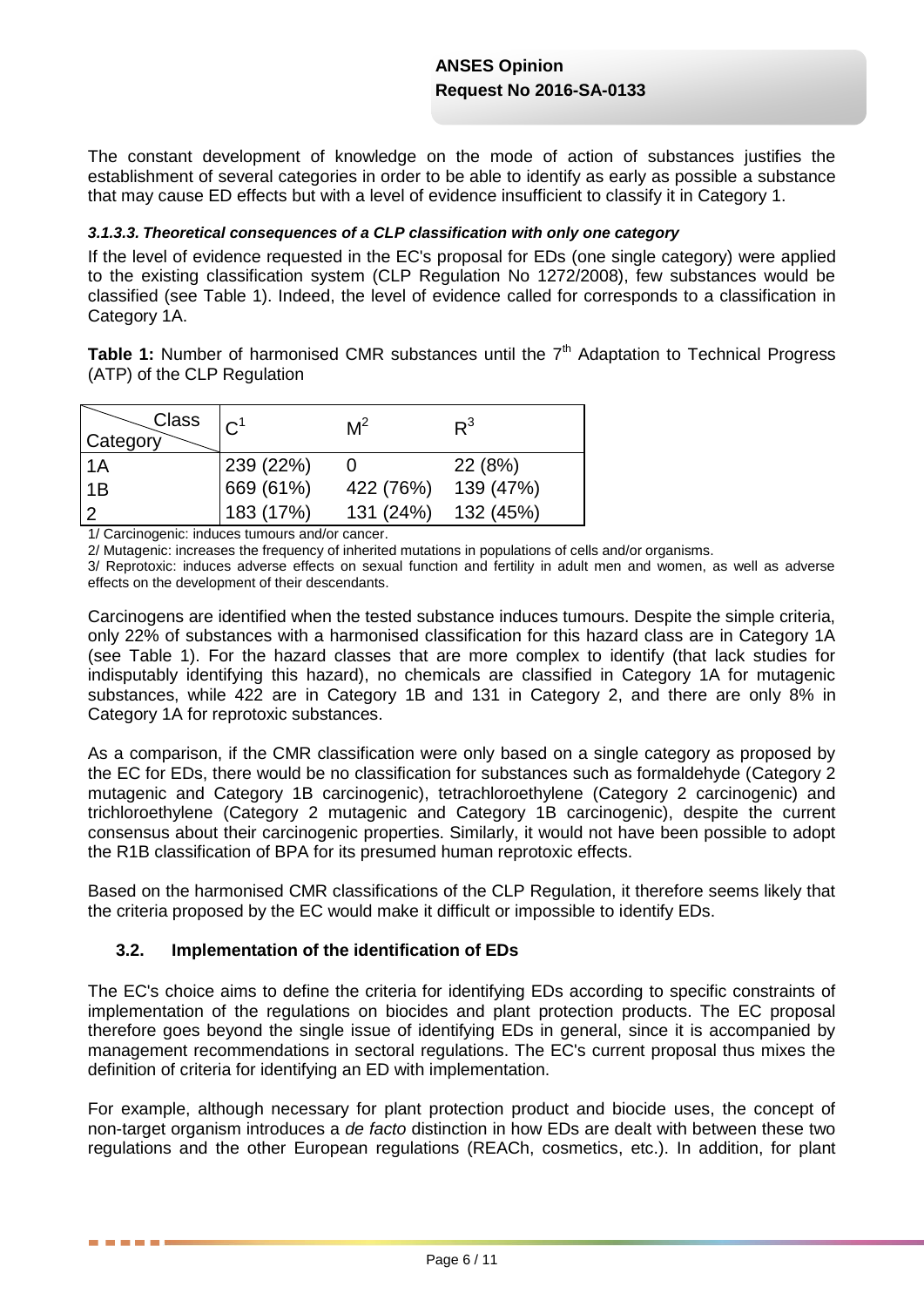The constant development of knowledge on the mode of action of substances justifies the establishment of several categories in order to be able to identify as early as possible a substance that may cause ED effects but with a level of evidence insufficient to classify it in Category 1.

#### *3.1.3.3. Theoretical consequences of a CLP classification with only one category*

If the level of evidence requested in the EC's proposal for EDs (one single category) were applied to the existing classification system (CLP Regulation No 1272/2008), few substances would be classified (see Table 1). Indeed, the level of evidence called for corresponds to a classification in Category 1A.

**Table 1:** Number of harmonised CMR substances until the 7th Adaptation to Technical Progress (ATP) of the CLP Regulation

| Category \ Class | C[1] | M[2] | R[3] |
|---|---|---|---|
| 1A | 239 (22%) | 0 | 22 (8%) |
| 1B | 669 (61%) | 422 (76%) | 139 (47%) |
| 2 | 183 (17%) | 131 (24%) | 132 (45%) |

1/ Carcinogenic: induces tumours and/or cancer.
2/ Mutagenic: increases the frequency of inherited mutations in populations of cells and/or organisms.
3/ Reprotoxic: induces adverse effects on sexual function and fertility in adult men and women, as well as adverse effects on the development of their descendants.

Carcinogens are identified when the tested substance induces tumours. Despite the simple criteria, only 22% of substances with a harmonised classification for this hazard class are in Category 1A (see Table 1). For the hazard classes that are more complex to identify (that lack studies for indisputably identifying this hazard), no chemicals are classified in Category 1A for mutagenic substances, while 422 are in Category 1B and 131 in Category 2, and there are only 8% in Category 1A for reprotoxic substances.

As a comparison, if the CMR classification were only based on a single category as proposed by the EC for EDs, there would be no classification for substances such as formaldehyde (Category 2 mutagenic and Category 1B carcinogenic), tetrachloroethylene (Category 2 carcinogenic) and trichloroethylene (Category 2 mutagenic and Category 1B carcinogenic), despite the current consensus about their carcinogenic properties. Similarly, it would not have been possible to adopt the R1B classification of BPA for its presumed human reprotoxic effects.

Based on the harmonised CMR classifications of the CLP Regulation, it therefore seems likely that the criteria proposed by the EC would make it difficult or impossible to identify EDs.

### 3.2. Implementation of the identification of EDs

The EC's choice aims to define the criteria for identifying EDs according to specific constraints of implementation of the regulations on biocides and plant protection products. The EC proposal therefore goes beyond the single issue of identifying EDs in general, since it is accompanied by management recommendations in sectoral regulations. The EC's current proposal thus mixes the definition of criteria for identifying an ED with implementation.

For example, although necessary for plant protection product and biocide uses, the concept of non-target organism introduces a *de facto* distinction in how EDs are dealt with between these two regulations and the other European regulations (REACh, cosmetics, etc.). In addition, for plant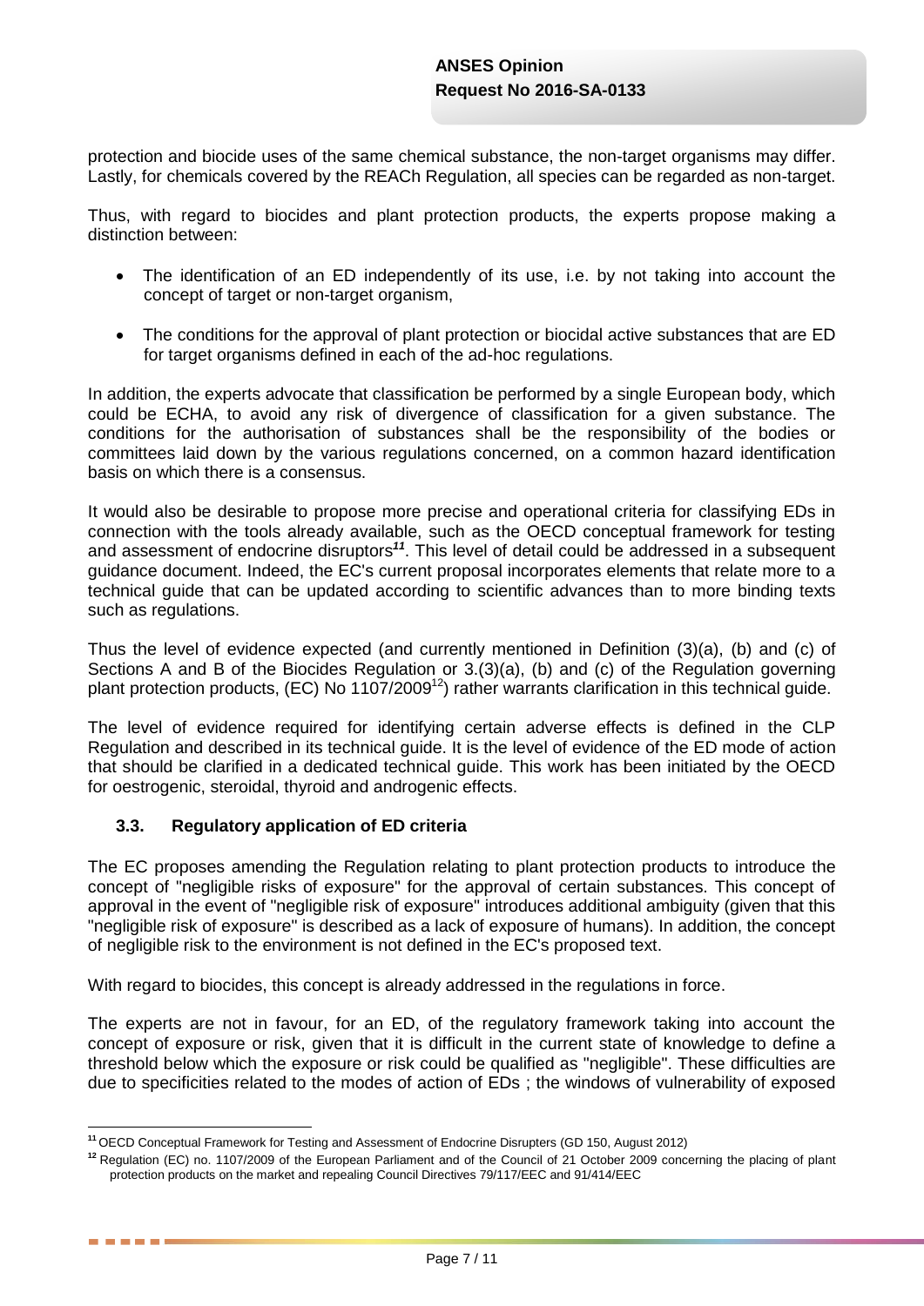protection and biocide uses of the same chemical substance, the non-target organisms may differ. Lastly, for chemicals covered by the REACh Regulation, all species can be regarded as non-target.

Thus, with regard to biocides and plant protection products, the experts propose making a distinction between:

- The identification of an ED independently of its use, i.e. by not taking into account the concept of target or non-target organism,
- The conditions for the approval of plant protection or biocidal active substances that are ED for target organisms defined in each of the ad-hoc regulations.

In addition, the experts advocate that classification be performed by a single European body, which could be ECHA, to avoid any risk of divergence of classification for a given substance. The conditions for the authorisation of substances shall be the responsibility of the bodies or committees laid down by the various regulations concerned, on a common hazard identification basis on which there is a consensus.

It would also be desirable to propose more precise and operational criteria for classifying EDs in connection with the tools already available, such as the OECD conceptual framework for testing and assessment of endocrine disruptors[11]. This level of detail could be addressed in a subsequent guidance document. Indeed, the EC's current proposal incorporates elements that relate more to a technical guide that can be updated according to scientific advances than to more binding texts such as regulations.

Thus the level of evidence expected (and currently mentioned in Definition (3)(a), (b) and (c) of Sections A and B of the Biocides Regulation or 3.(3)(a), (b) and (c) of the Regulation governing plant protection products, (EC) No 1107/2009[12]) rather warrants clarification in this technical guide.

The level of evidence required for identifying certain adverse effects is defined in the CLP Regulation and described in its technical guide. It is the level of evidence of the ED mode of action that should be clarified in a dedicated technical guide. This work has been initiated by the OECD for oestrogenic, steroidal, thyroid and androgenic effects.

### 3.3. Regulatory application of ED criteria

The EC proposes amending the Regulation relating to plant protection products to introduce the concept of "negligible risks of exposure" for the approval of certain substances. This concept of approval in the event of "negligible risk of exposure" introduces additional ambiguity (given that this "negligible risk of exposure" is described as a lack of exposure of humans). In addition, the concept of negligible risk to the environment is not defined in the EC's proposed text.

With regard to biocides, this concept is already addressed in the regulations in force.

The experts are not in favour, for an ED, of the regulatory framework taking into account the concept of exposure or risk, given that it is difficult in the current state of knowledge to define a threshold below which the exposure or risk could be qualified as "negligible". These difficulties are due to specificities related to the modes of action of EDs ; the windows of vulnerability of exposed

---

[11] OECD Conceptual Framework for Testing and Assessment of Endocrine Disrupters (GD 150, August 2012)

[12] Regulation (EC) no. 1107/2009 of the European Parliament and of the Council of 21 October 2009 concerning the placing of plant protection products on the market and repealing Council Directives 79/117/EEC and 91/414/EEC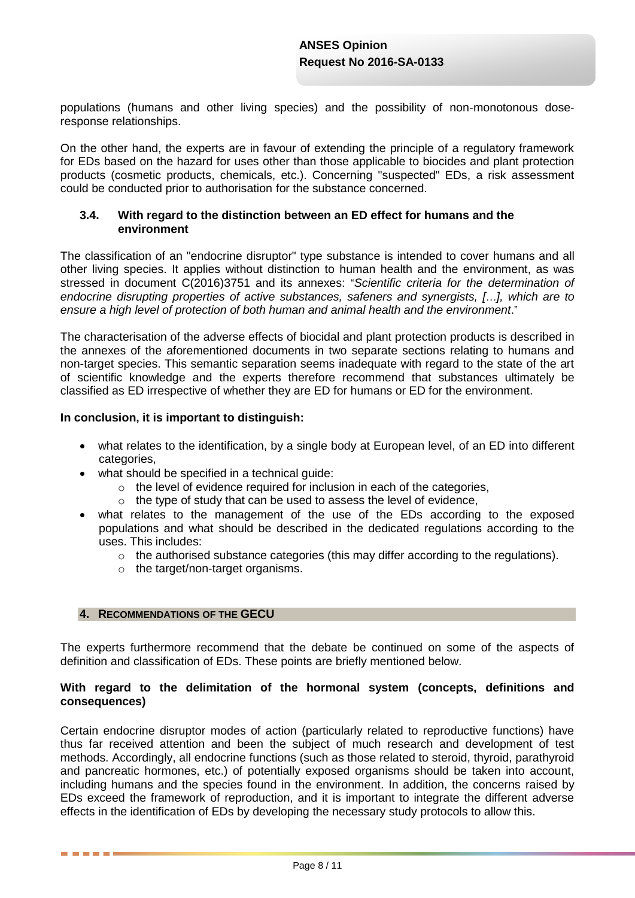populations (humans and other living species) and the possibility of non-monotonous dose-response relationships.

On the other hand, the experts are in favour of extending the principle of a regulatory framework for EDs based on the hazard for uses other than those applicable to biocides and plant protection products (cosmetic products, chemicals, etc.). Concerning "suspected" EDs, a risk assessment could be conducted prior to authorisation for the substance concerned.

### 3.4. With regard to the distinction between an ED effect for humans and the environment

The classification of an "endocrine disruptor" type substance is intended to cover humans and all other living species. It applies without distinction to human health and the environment, as was stressed in document C(2016)3751 and its annexes: "*Scientific criteria for the determination of endocrine disrupting properties of active substances, safeners and synergists, [...], which are to ensure a high level of protection of both human and animal health and the environment*."

The characterisation of the adverse effects of biocidal and plant protection products is described in the annexes of the aforementioned documents in two separate sections relating to humans and non-target species. This semantic separation seems inadequate with regard to the state of the art of scientific knowledge and the experts therefore recommend that substances ultimately be classified as ED irrespective of whether they are ED for humans or ED for the environment.

**In conclusion, it is important to distinguish:**

- what relates to the identification, by a single body at European level, of an ED into different categories,
- what should be specified in a technical guide:
  - the level of evidence required for inclusion in each of the categories,
  - the type of study that can be used to assess the level of evidence,
- what relates to the management of the use of the EDs according to the exposed populations and what should be described in the dedicated regulations according to the uses. This includes:
  - the authorised substance categories (this may differ according to the regulations).
  - the target/non-target organisms.

## 4. RECOMMENDATIONS OF THE GECU

The experts furthermore recommend that the debate be continued on some of the aspects of definition and classification of EDs. These points are briefly mentioned below.

**With regard to the delimitation of the hormonal system (concepts, definitions and consequences)**

Certain endocrine disruptor modes of action (particularly related to reproductive functions) have thus far received attention and been the subject of much research and development of test methods. Accordingly, all endocrine functions (such as those related to steroid, thyroid, parathyroid and pancreatic hormones, etc.) of potentially exposed organisms should be taken into account, including humans and the species found in the environment. In addition, the concerns raised by EDs exceed the framework of reproduction, and it is important to integrate the different adverse effects in the identification of EDs by developing the necessary study protocols to allow this.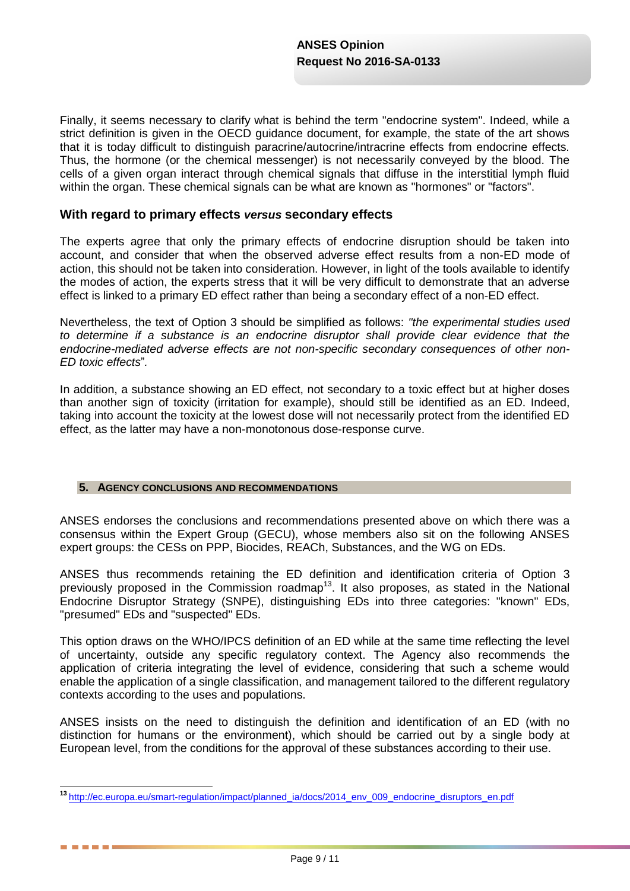Finally, it seems necessary to clarify what is behind the term "endocrine system". Indeed, while a strict definition is given in the OECD guidance document, for example, the state of the art shows that it is today difficult to distinguish paracrine/autocrine/intracrine effects from endocrine effects. Thus, the hormone (or the chemical messenger) is not necessarily conveyed by the blood. The cells of a given organ interact through chemical signals that diffuse in the interstitial lymph fluid within the organ. These chemical signals can be what are known as "hormones" or "factors".

### With regard to primary effects *versus* secondary effects

The experts agree that only the primary effects of endocrine disruption should be taken into account, and consider that when the observed adverse effect results from a non-ED mode of action, this should not be taken into consideration. However, in light of the tools available to identify the modes of action, the experts stress that it will be very difficult to demonstrate that an adverse effect is linked to a primary ED effect rather than being a secondary effect of a non-ED effect.

Nevertheless, the text of Option 3 should be simplified as follows: *"the experimental studies used to determine if a substance is an endocrine disruptor shall provide clear evidence that the endocrine-mediated adverse effects are not non-specific secondary consequences of other non-ED toxic effects*".

In addition, a substance showing an ED effect, not secondary to a toxic effect but at higher doses than another sign of toxicity (irritation for example), should still be identified as an ED. Indeed, taking into account the toxicity at the lowest dose will not necessarily protect from the identified ED effect, as the latter may have a non-monotonous dose-response curve.

## 5. Agency conclusions and recommendations

ANSES endorses the conclusions and recommendations presented above on which there was a consensus within the Expert Group (GECU), whose members also sit on the following ANSES expert groups: the CESs on PPP, Biocides, REACh, Substances, and the WG on EDs.

ANSES thus recommends retaining the ED definition and identification criteria of Option 3 previously proposed in the Commission roadmap[13]. It also proposes, as stated in the National Endocrine Disruptor Strategy (SNPE), distinguishing EDs into three categories: "known" EDs, "presumed" EDs and "suspected" EDs.

This option draws on the WHO/IPCS definition of an ED while at the same time reflecting the level of uncertainty, outside any specific regulatory context. The Agency also recommends the application of criteria integrating the level of evidence, considering that such a scheme would enable the application of a single classification, and management tailored to the different regulatory contexts according to the uses and populations.

ANSES insists on the need to distinguish the definition and identification of an ED (with no distinction for humans or the environment), which should be carried out by a single body at European level, from the conditions for the approval of these substances according to their use.

---

[13] http://ec.europa.eu/smart-regulation/impact/planned_ia/docs/2014_env_009_endocrine_disruptors_en.pdf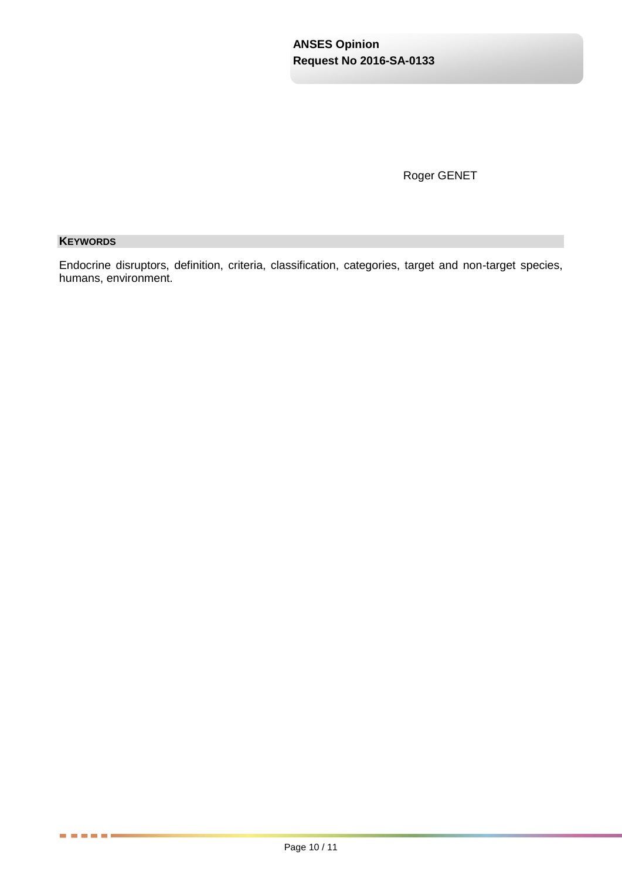Roger GENET

## KEYWORDS

Endocrine disruptors, definition, criteria, classification, categories, target and non-target species, humans, environment.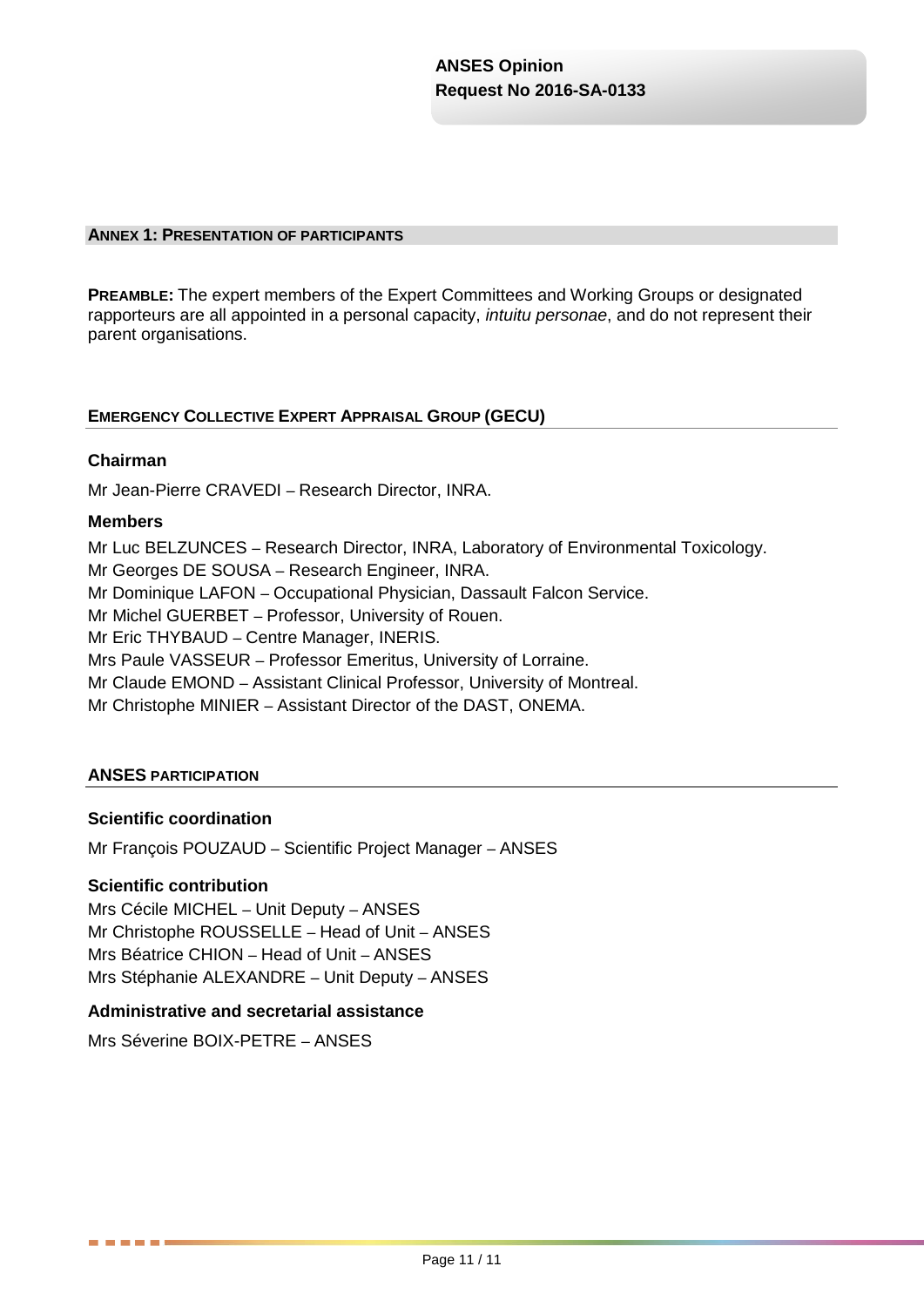## ANNEX 1: PRESENTATION OF PARTICIPANTS

**PREAMBLE:** The expert members of the Expert Committees and Working Groups or designated rapporteurs are all appointed in a personal capacity, *intuitu personae*, and do not represent their parent organisations.

### EMERGENCY COLLECTIVE EXPERT APPRAISAL GROUP (GECU)

**Chairman**

Mr Jean-Pierre CRAVEDI – Research Director, INRA.

**Members**

Mr Luc BELZUNCES – Research Director, INRA, Laboratory of Environmental Toxicology.
Mr Georges DE SOUSA – Research Engineer, INRA.
Mr Dominique LAFON – Occupational Physician, Dassault Falcon Service.
Mr Michel GUERBET – Professor, University of Rouen.
Mr Eric THYBAUD – Centre Manager, INERIS.
Mrs Paule VASSEUR – Professor Emeritus, University of Lorraine.
Mr Claude EMOND – Assistant Clinical Professor, University of Montreal.
Mr Christophe MINIER – Assistant Director of the DAST, ONEMA.

### ANSES PARTICIPATION

**Scientific coordination**

Mr François POUZAUD – Scientific Project Manager – ANSES

**Scientific contribution**

Mrs Cécile MICHEL – Unit Deputy – ANSES
Mr Christophe ROUSSELLE – Head of Unit – ANSES
Mrs Béatrice CHION – Head of Unit – ANSES
Mrs Stéphanie ALEXANDRE – Unit Deputy – ANSES

**Administrative and secretarial assistance**

Mrs Séverine BOIX-PETRE – ANSES